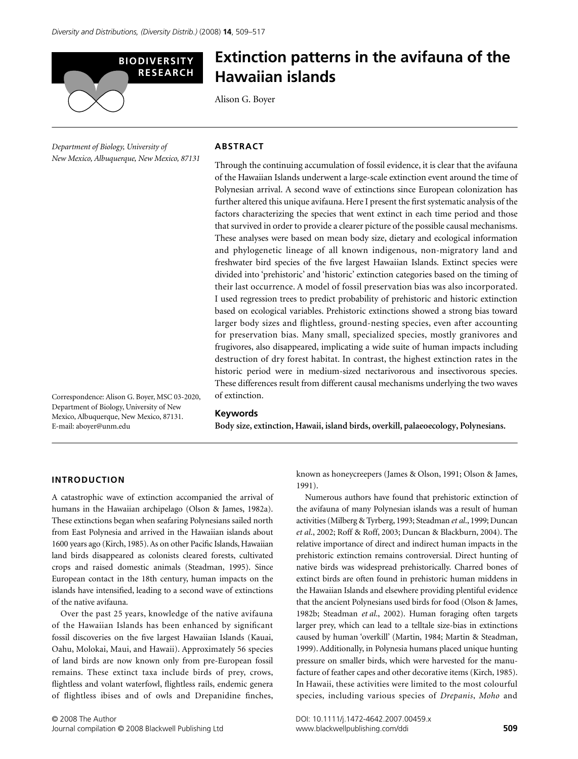**BIODIVERSITY RESEARCH**

# Extinction patterns in the avifauna of the Hawaiian islands

Alison G. Boyer

*Department of Biology, University of New Mexico, Albuquerque, New Mexico, 87131*

## ABSTRACT

Through the continuing accumulation of fossil evidence, it is clear that the avifauna of the Hawaiian Islands underwent a large-scale extinction event around the time of Polynesian arrival. A second wave of extinctions since European colonization has further altered this unique avifauna. Here I present the first systematic analysis of the factors characterizing the species that went extinct in each time period and those that survived in order to provide a clearer picture of the possible causal mechanisms. These analyses were based on mean body size, dietary and ecological information and phylogenetic lineage of all known indigenous, non-migratory land and freshwater bird species of the five largest Hawaiian Islands. Extinct species were divided into 'prehistoric' and 'historic' extinction categories based on the timing of their last occurrence. A model of fossil preservation bias was also incorporated. I used regression trees to predict probability of prehistoric and historic extinction based on ecological variables. Prehistoric extinctions showed a strong bias toward larger body sizes and flightless, ground-nesting species, even after accounting for preservation bias. Many small, specialized species, mostly granivores and frugivores, also disappeared, implicating a wide suite of human impacts including destruction of dry forest habitat. In contrast, the highest extinction rates in the historic period were in medium-sized nectarivorous and insectivorous species. These differences result from different causal mechanisms underlying the two waves of extinction.

Correspondence: Alison G. Boyer, MSC 03-2020, Department of Biology, University of New Mexico, Albuquerque, New Mexico, 87131. E-mail: aboyer@unm.edu

### Keywords

**Body size, extinction, Hawaii, island birds, overkill, palaeoecology, Polynesians.**

## INTRODUCTION

A catastrophic wave of extinction accompanied the arrival of humans in the Hawaiian archipelago (Olson & James, 1982a). These extinctions began when seafaring Polynesians sailed north from East Polynesia and arrived in the Hawaiian islands about 1600 years ago (Kirch, 1985). As on other Pacific Islands, Hawaiian land birds disappeared as colonists cleared forests, cultivated crops and raised domestic animals (Steadman, 1995). Since European contact in the 18th century, human impacts on the islands have intensified, leading to a second wave of extinctions of the native avifauna.

Over the past 25 years, knowledge of the native avifauna of the Hawaiian Islands has been enhanced by significant fossil discoveries on the five largest Hawaiian Islands (Kauai, Oahu, Molokai, Maui, and Hawaii). Approximately 56 species of land birds are now known only from pre-European fossil remains. These extinct taxa include birds of prey, crows, flightless and volant waterfowl, flightless rails, endemic genera of flightless ibises and of owls and Drepanidine finches, known as honeycreepers (James & Olson, 1991; Olson & James, 1991).

Numerous authors have found that prehistoric extinction of the avifauna of many Polynesian islands was a result of human activities (Milberg & Tyrberg, 1993; Steadman *et al*., 1999; Duncan *et al*., 2002; Roff & Roff, 2003; Duncan & Blackburn, 2004). The relative importance of direct and indirect human impacts in the prehistoric extinction remains controversial. Direct hunting of native birds was widespread prehistorically. Charred bones of extinct birds are often found in prehistoric human middens in the Hawaiian Islands and elsewhere providing plentiful evidence that the ancient Polynesians used birds for food (Olson & James, 1982b; Steadman *et al*., 2002). Human foraging often targets larger prey, which can lead to a telltale size-bias in extinctions caused by human 'overkill' (Martin, 1984; Martin & Steadman, 1999). Additionally, in Polynesia humans placed unique hunting pressure on smaller birds, which were harvested for the manufacture of feather capes and other decorative items (Kirch, 1985). In Hawaii, these activities were limited to the most colourful species, including various species of *Drepanis*, *Moho* and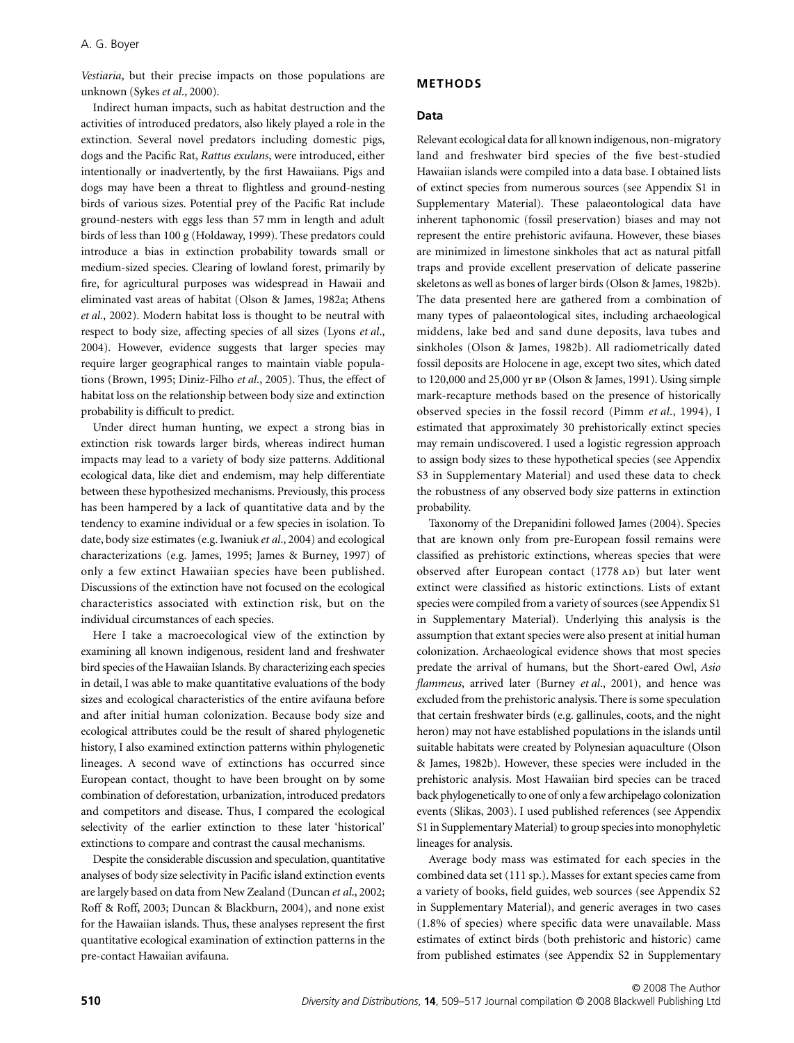*Vestiaria*, but their precise impacts on those populations are unknown (Sykes *et al*., 2000).

Indirect human impacts, such as habitat destruction and the activities of introduced predators, also likely played a role in the extinction. Several novel predators including domestic pigs, dogs and the Pacific Rat, *Rattus exulans*, were introduced, either intentionally or inadvertently, by the first Hawaiians. Pigs and dogs may have been a threat to flightless and ground-nesting birds of various sizes. Potential prey of the Pacific Rat include ground-nesters with eggs less than 57 mm in length and adult birds of less than 100 g (Holdaway, 1999). These predators could introduce a bias in extinction probability towards small or medium-sized species. Clearing of lowland forest, primarily by fire, for agricultural purposes was widespread in Hawaii and eliminated vast areas of habitat (Olson & James, 1982a; Athens *et al*., 2002). Modern habitat loss is thought to be neutral with respect to body size, affecting species of all sizes (Lyons *et al*., 2004). However, evidence suggests that larger species may require larger geographical ranges to maintain viable populations (Brown, 1995; Diniz-Filho *et al*., 2005). Thus, the effect of habitat loss on the relationship between body size and extinction probability is difficult to predict.

Under direct human hunting, we expect a strong bias in extinction risk towards larger birds, whereas indirect human impacts may lead to a variety of body size patterns. Additional ecological data, like diet and endemism, may help differentiate between these hypothesized mechanisms. Previously, this process has been hampered by a lack of quantitative data and by the tendency to examine individual or a few species in isolation. To date, body size estimates (e.g. Iwaniuk *et al*., 2004) and ecological characterizations (e.g. James, 1995; James & Burney, 1997) of only a few extinct Hawaiian species have been published. Discussions of the extinction have not focused on the ecological characteristics associated with extinction risk, but on the individual circumstances of each species.

Here I take a macroecological view of the extinction by examining all known indigenous, resident land and freshwater bird species of the Hawaiian Islands. By characterizing each species in detail, I was able to make quantitative evaluations of the body sizes and ecological characteristics of the entire avifauna before and after initial human colonization. Because body size and ecological attributes could be the result of shared phylogenetic history, I also examined extinction patterns within phylogenetic lineages. A second wave of extinctions has occurred since European contact, thought to have been brought on by some combination of deforestation, urbanization, introduced predators and competitors and disease. Thus, I compared the ecological selectivity of the earlier extinction to these later 'historical' extinctions to compare and contrast the causal mechanisms.

Despite the considerable discussion and speculation, quantitative analyses of body size selectivity in Pacific island extinction events are largely based on data from New Zealand (Duncan *et al*., 2002; Roff & Roff, 2003; Duncan & Blackburn, 2004), and none exist for the Hawaiian islands. Thus, these analyses represent the first quantitative ecological examination of extinction patterns in the pre-contact Hawaiian avifauna.

## METHODS

### Data

Relevant ecological data for all known indigenous, non-migratory land and freshwater bird species of the five best-studied Hawaiian islands were compiled into a data base. I obtained lists of extinct species from numerous sources (see Appendix S1 in Supplementary Material). These palaeontological data have inherent taphonomic (fossil preservation) biases and may not represent the entire prehistoric avifauna. However, these biases are minimized in limestone sinkholes that act as natural pitfall traps and provide excellent preservation of delicate passerine skeletons as well as bones of larger birds (Olson & James, 1982b). The data presented here are gathered from a combination of many types of palaeontological sites, including archaeological middens, lake bed and sand dune deposits, lava tubes and sinkholes (Olson & James, 1982b). All radiometrically dated fossil deposits are Holocene in age, except two sites, which dated to 120,000 and 25,000 yr BP (Olson & James, 1991). Using simple mark-recapture methods based on the presence of historically observed species in the fossil record (Pimm *et al*., 1994), I estimated that approximately 30 prehistorically extinct species may remain undiscovered. I used a logistic regression approach to assign body sizes to these hypothetical species (see Appendix S3 in Supplementary Material) and used these data to check the robustness of any observed body size patterns in extinction probability.

Taxonomy of the Drepanidini followed James (2004). Species that are known only from pre-European fossil remains were classified as prehistoric extinctions, whereas species that were observed after European contact (1778 AD) but later went extinct were classified as historic extinctions. Lists of extant species were compiled from a variety of sources (see Appendix S1 in Supplementary Material). Underlying this analysis is the assumption that extant species were also present at initial human colonization. Archaeological evidence shows that most species predate the arrival of humans, but the Short-eared Owl, *Asio flammeus*, arrived later (Burney *et al*., 2001), and hence was excluded from the prehistoric analysis. There is some speculation that certain freshwater birds (e.g. gallinules, coots, and the night heron) may not have established populations in the islands until suitable habitats were created by Polynesian aquaculture (Olson & James, 1982b). However, these species were included in the prehistoric analysis. Most Hawaiian bird species can be traced back phylogenetically to one of only a few archipelago colonization events (Slikas, 2003). I used published references (see Appendix S1 in Supplementary Material) to group species into monophyletic lineages for analysis.

Average body mass was estimated for each species in the combined data set (111 sp.). Masses for extant species came from a variety of books, field guides, web sources (see Appendix S2 in Supplementary Material), and generic averages in two cases (1.8% of species) where specific data were unavailable. Mass estimates of extinct birds (both prehistoric and historic) came from published estimates (see Appendix S2 in Supplementary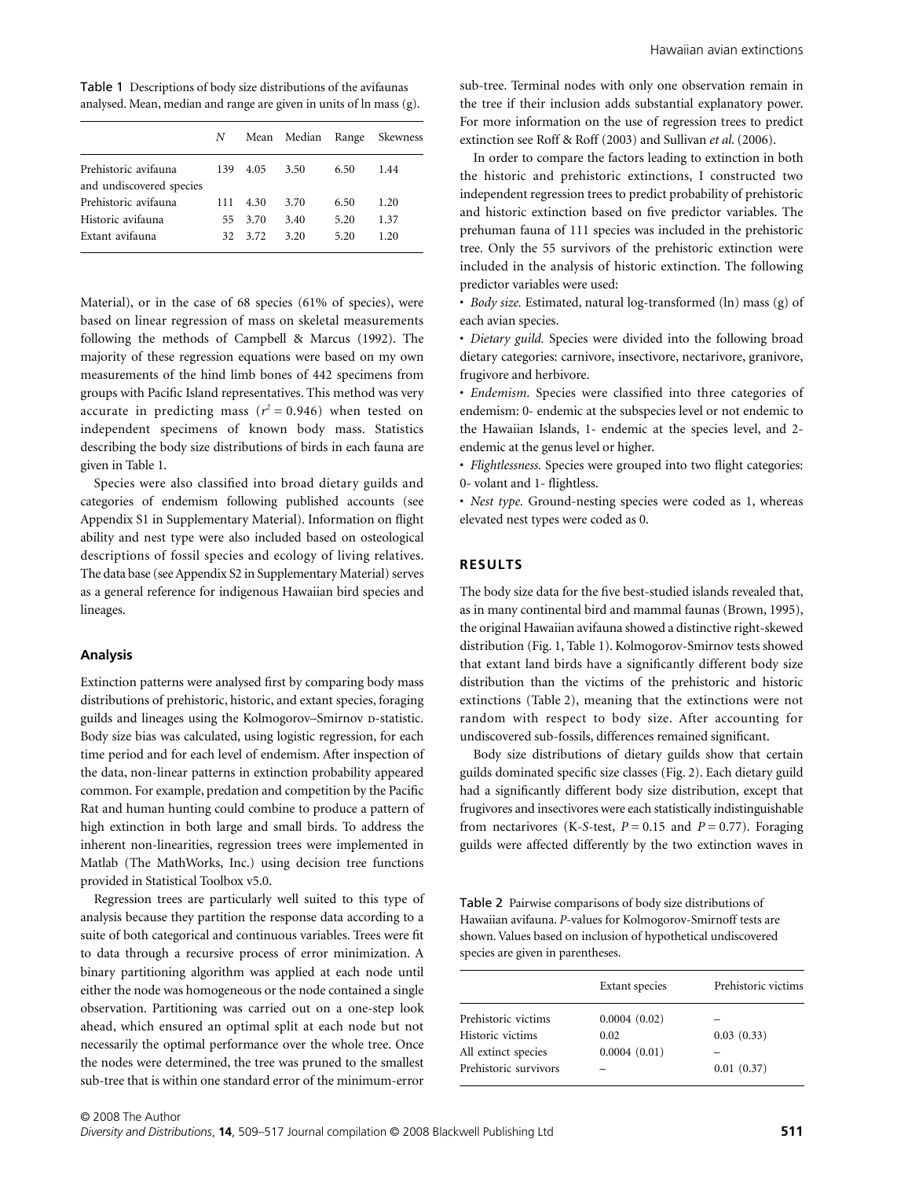Table 1 Descriptions of body size distributions of the avifaunas analysed. Mean, median and range are given in units of ln mass (g).

| | *N* | Mean | Median | Range | Skewness |
|---|---|---|---|---|---|
| Prehistoric avifauna and undiscovered species | 139 | 4.05 | 3.50 | 6.50 | 1.44 |
| Prehistoric avifauna | 111 | 4.30 | 3.70 | 6.50 | 1.20 |
| Historic avifauna | 55 | 3.70 | 3.40 | 5.20 | 1.37 |
| Extant avifauna | 32 | 3.72 | 3.20 | 5.20 | 1.20 |

Material), or in the case of 68 species (61% of species), were based on linear regression of mass on skeletal measurements following the methods of Campbell & Marcus (1992). The majority of these regression equations were based on my own measurements of the hind limb bones of 442 specimens from groups with Pacific Island representatives. This method was very accurate in predicting mass ($r^2 = 0.946$) when tested on independent specimens of known body mass. Statistics describing the body size distributions of birds in each fauna are given in Table 1.

Species were also classified into broad dietary guilds and categories of endemism following published accounts (see Appendix S1 in Supplementary Material). Information on flight ability and nest type were also included based on osteological descriptions of fossil species and ecology of living relatives. The data base (see Appendix S2 in Supplementary Material) serves as a general reference for indigenous Hawaiian bird species and lineages.

### Analysis

Extinction patterns were analysed first by comparing body mass distributions of prehistoric, historic, and extant species, foraging guilds and lineages using the Kolmogorov–Smirnov D-statistic. Body size bias was calculated, using logistic regression, for each time period and for each level of endemism. After inspection of the data, non-linear patterns in extinction probability appeared common. For example, predation and competition by the Pacific Rat and human hunting could combine to produce a pattern of high extinction in both large and small birds. To address the inherent non-linearities, regression trees were implemented in Matlab (The MathWorks, Inc.) using decision tree functions provided in Statistical Toolbox v5.0.

Regression trees are particularly well suited to this type of analysis because they partition the response data according to a suite of both categorical and continuous variables. Trees were fit to data through a recursive process of error minimization. A binary partitioning algorithm was applied at each node until either the node was homogeneous or the node contained a single observation. Partitioning was carried out on a one-step look ahead, which ensured an optimal split at each node but not necessarily the optimal performance over the whole tree. Once the nodes were determined, the tree was pruned to the smallest sub-tree that is within one standard error of the minimum-error sub-tree. Terminal nodes with only one observation remain in the tree if their inclusion adds substantial explanatory power. For more information on the use of regression trees to predict extinction see Roff & Roff (2003) and Sullivan *et al.* (2006).

In order to compare the factors leading to extinction in both the historic and prehistoric extinctions, I constructed two independent regression trees to predict probability of prehistoric and historic extinction based on five predictor variables. The prehuman fauna of 111 species was included in the prehistoric tree. Only the 55 survivors of the prehistoric extinction were included in the analysis of historic extinction. The following predictor variables were used:

- *Body size.* Estimated, natural log-transformed (ln) mass (g) of each avian species.
- *Dietary guild.* Species were divided into the following broad dietary categories: carnivore, insectivore, nectarivore, granivore, frugivore and herbivore.
- *Endemism.* Species were classified into three categories of endemism: 0- endemic at the subspecies level or not endemic to the Hawaiian Islands, 1- endemic at the species level, and 2- endemic at the genus level or higher.
- *Flightlessness.* Species were grouped into two flight categories: 0- volant and 1- flightless.
- *Nest type.* Ground-nesting species were coded as 1, whereas elevated nest types were coded as 0.

## RESULTS

The body size data for the five best-studied islands revealed that, as in many continental bird and mammal faunas (Brown, 1995), the original Hawaiian avifauna showed a distinctive right-skewed distribution (Fig. 1, Table 1). Kolmogorov-Smirnov tests showed that extant land birds have a significantly different body size distribution than the victims of the prehistoric and historic extinctions (Table 2), meaning that the extinctions were not random with respect to body size. After accounting for undiscovered sub-fossils, differences remained significant.

Body size distributions of dietary guilds show that certain guilds dominated specific size classes (Fig. 2). Each dietary guild had a significantly different body size distribution, except that frugivores and insectivores were each statistically indistinguishable from nectarivores (K-*S*-test, $P = 0.15$ and $P = 0.77$). Foraging guilds were affected differently by the two extinction waves in

Table 2 Pairwise comparisons of body size distributions of Hawaiian avifauna. *P*-values for Kolmogorov-Smirnoff tests are shown. Values based on inclusion of hypothetical undiscovered species are given in parentheses.

| | Extant species | Prehistoric victims |
|---|---|---|
| Prehistoric victims | 0.0004 (0.02) | – |
| Historic victims | 0.02 | 0.03 (0.33) |
| All extinct species | 0.0004 (0.01) | – |
| Prehistoric survivors | – | 0.01 (0.37) |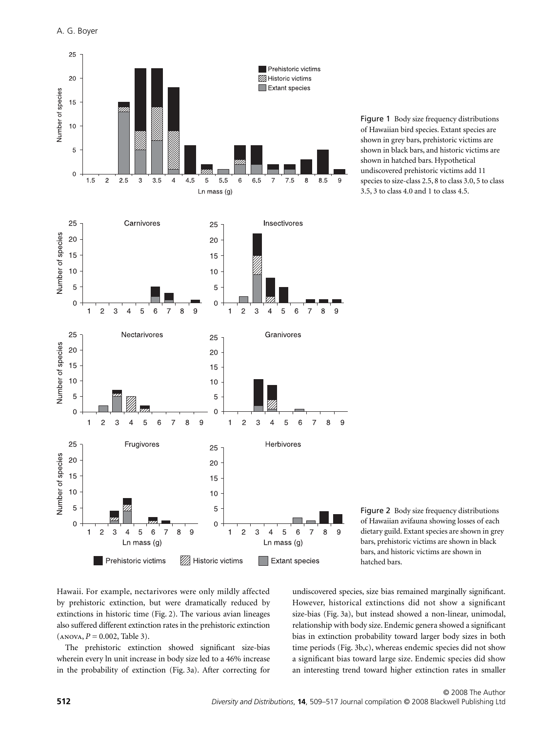Figure 1 Body size frequency distributions of Hawaiian bird species. Extant species are shown in grey bars, prehistoric victims are shown in black bars, and historic victims are shown in hatched bars. Hypothetical undiscovered prehistoric victims add 11 species to size-class 2.5, 8 to class 3.0, 5 to class 3.5, 3 to class 4.0 and 1 to class 4.5.

Figure 2 Body size frequency distributions of Hawaiian avifauna showing losses of each dietary guild. Extant species are shown in grey bars, prehistoric victims are shown in black bars, and historic victims are shown in hatched bars.

Hawaii. For example, nectarivores were only mildly affected by prehistoric extinction, but were dramatically reduced by extinctions in historic time (Fig. 2). The various avian lineages also suffered different extinction rates in the prehistoric extinction (ANOVA, $P = 0.002$, Table 3).

The prehistoric extinction showed significant size-bias wherein every ln unit increase in body size led to a 46% increase in the probability of extinction (Fig. 3a). After correcting for undiscovered species, size bias remained marginally significant. However, historical extinctions did not show a significant size-bias (Fig. 3a), but instead showed a non-linear, unimodal, relationship with body size. Endemic genera showed a significant bias in extinction probability toward larger body sizes in both time periods (Fig. 3b,c), whereas endemic species did not show a significant bias toward large size. Endemic species did show an interesting trend toward higher extinction rates in smaller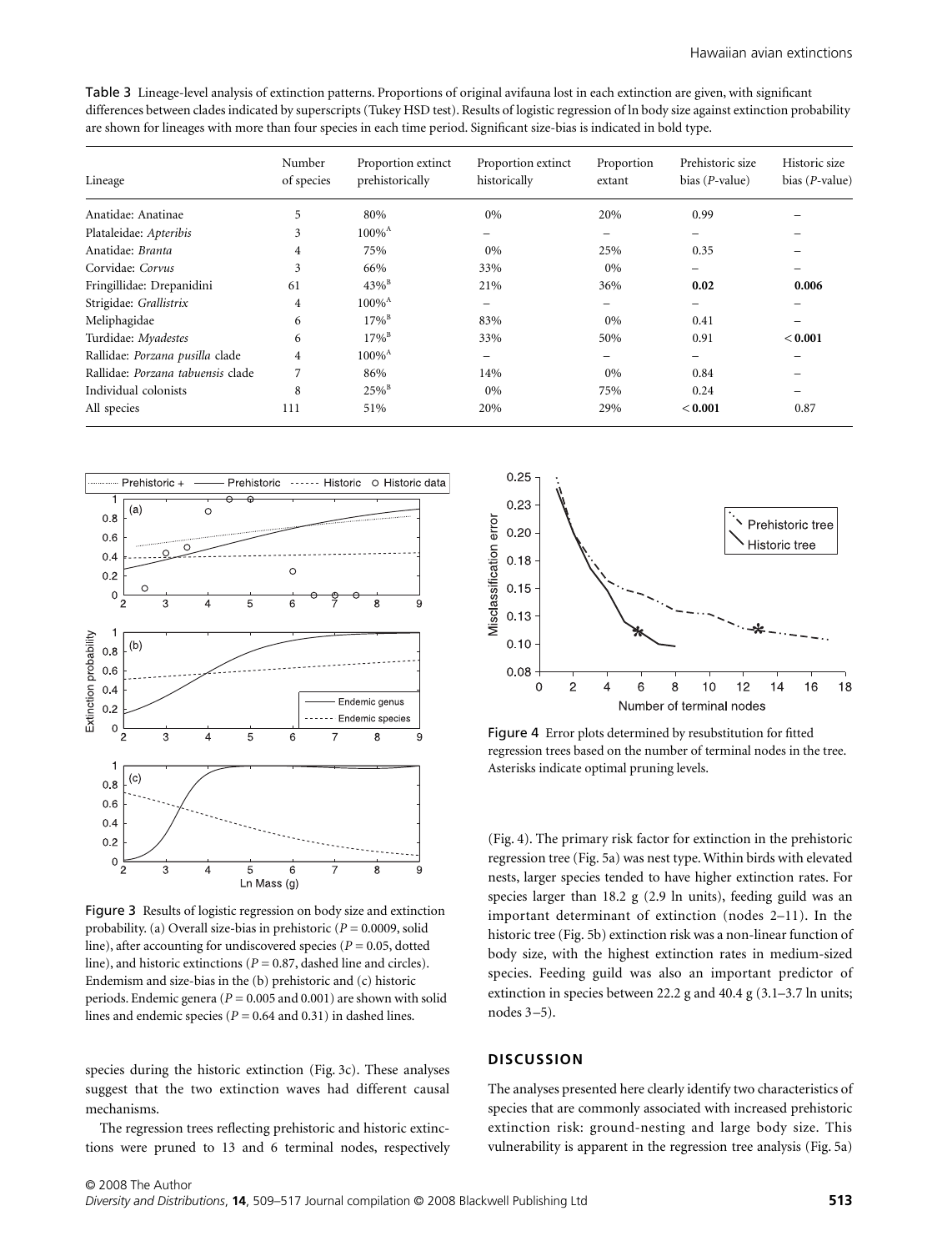**Table 3** Lineage-level analysis of extinction patterns. Proportions of original avifauna lost in each extinction are given, with significant differences between clades indicated by superscripts (Tukey HSD test). Results of logistic regression of ln body size against extinction probability are shown for lineages with more than four species in each time period. Significant size-bias is indicated in bold type.

| Lineage | Number of species | Proportion extinct prehistorically | Proportion extinct historically | Proportion extant | Prehistoric size bias (*P*-value) | Historic size bias (*P*-value) |
|---|---|---|---|---|---|---|
| Anatidae: Anatinae | 5 | 80% | 0% | 20% | 0.99 | – |
| Plataleidae: *Apteribis* | 3 | 100%[A] | – | – | – | – |
| Anatidae: *Branta* | 4 | 75% | 0% | 25% | 0.35 | – |
| Corvidae: *Corvus* | 3 | 66% | 33% | 0% | – | – |
| Fringillidae: Drepanidini | 61 | 43%[B] | 21% | 36% | **0.02** | **0.006** |
| Strigidae: *Grallistrix* | 4 | 100%[A] | – | – | – | – |
| Meliphagidae | 6 | 17%[B] | 83% | 0% | 0.41 | – |
| Turdidae: *Myadestes* | 6 | 17%[B] | 33% | 50% | 0.91 | **< 0.001** |
| Rallidae: *Porzana pusilla* clade | 4 | 100%[A] | – | – | – | – |
| Rallidae: *Porzana tabuensis* clade | 7 | 86% | 14% | 0% | 0.84 | – |
| Individual colonists | 8 | 25%[B] | 0% | 75% | 0.24 | – |
| All species | 111 | 51% | 20% | 29% | **< 0.001** | 0.87 |

Figure 3 Results of logistic regression on body size and extinction probability. (a) Overall size-bias in prehistoric ($P = 0.0009$, solid line), after accounting for undiscovered species ($P = 0.05$, dotted line), and historic extinctions ($P = 0.87$, dashed line and circles). Endemism and size-bias in the (b) prehistoric and (c) historic periods. Endemic genera ($P = 0.005$ and 0.001) are shown with solid lines and endemic species ($P = 0.64$ and 0.31) in dashed lines.

species during the historic extinction (Fig. 3c). These analyses suggest that the two extinction waves had different causal mechanisms.

The regression trees reflecting prehistoric and historic extinctions were pruned to 13 and 6 terminal nodes, respectively (Fig. 4). The primary risk factor for extinction in the prehistoric regression tree (Fig. 5a) was nest type. Within birds with elevated nests, larger species tended to have higher extinction rates. For species larger than 18.2 g (2.9 ln units), feeding guild was an important determinant of extinction (nodes 2–11). In the historic tree (Fig. 5b) extinction risk was a non-linear function of body size, with the highest extinction rates in medium-sized species. Feeding guild was also an important predictor of extinction in species between 22.2 g and 40.4 g (3.1–3.7 ln units; nodes 3–5).

Figure 4 Error plots determined by resubstitution for fitted regression trees based on the number of terminal nodes in the tree. Asterisks indicate optimal pruning levels.

## DISCUSSION

The analyses presented here clearly identify two characteristics of species that are commonly associated with increased prehistoric extinction risk: ground-nesting and large body size. This vulnerability is apparent in the regression tree analysis (Fig. 5a)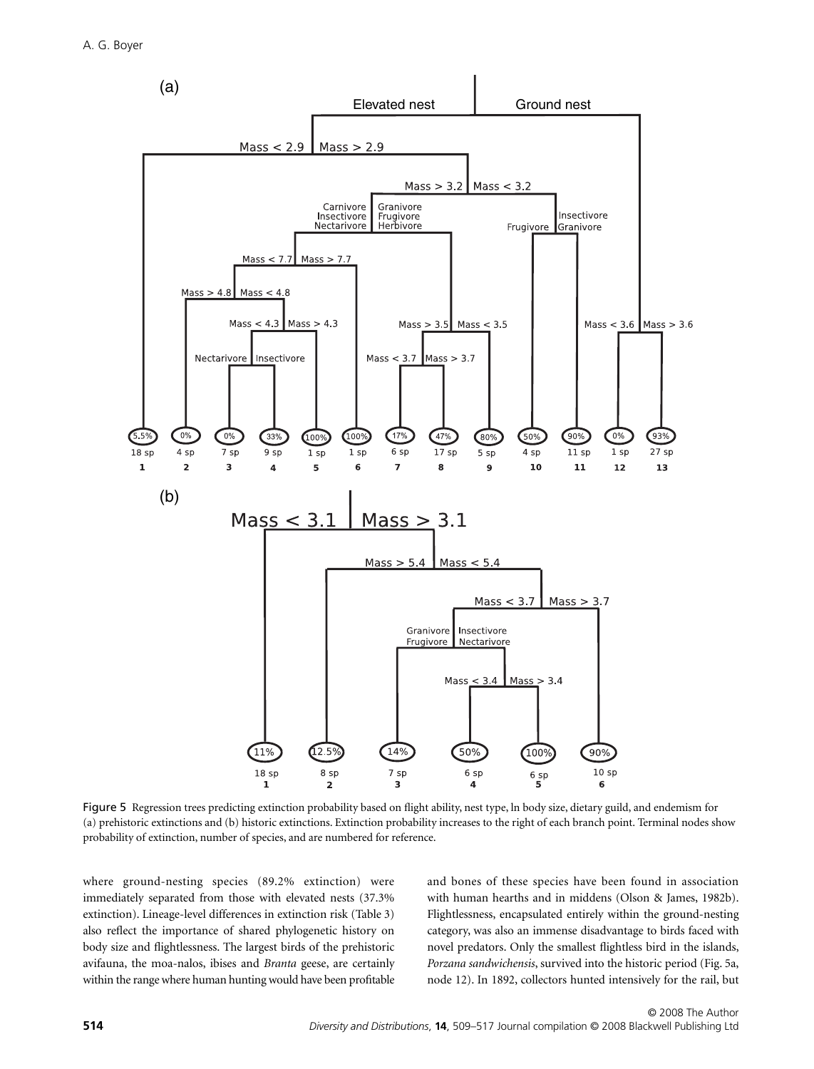Figure 5 Regression trees predicting extinction probability based on flight ability, nest type, ln body size, dietary guild, and endemism for (a) prehistoric extinctions and (b) historic extinctions. Extinction probability increases to the right of each branch point. Terminal nodes show probability of extinction, number of species, and are numbered for reference.

where ground-nesting species (89.2% extinction) were immediately separated from those with elevated nests (37.3% extinction). Lineage-level differences in extinction risk (Table 3) also reflect the importance of shared phylogenetic history on body size and flightlessness. The largest birds of the prehistoric avifauna, the moa-nalos, ibises and *Branta* geese, are certainly within the range where human hunting would have been profitable and bones of these species have been found in association with human hearths and in middens (Olson & James, 1982b). Flightlessness, encapsulated entirely within the ground-nesting category, was also an immense disadvantage to birds faced with novel predators. Only the smallest flightless bird in the islands, *Porzana sandwichensis*, survived into the historic period (Fig. 5a, node 12). In 1892, collectors hunted intensively for the rail, but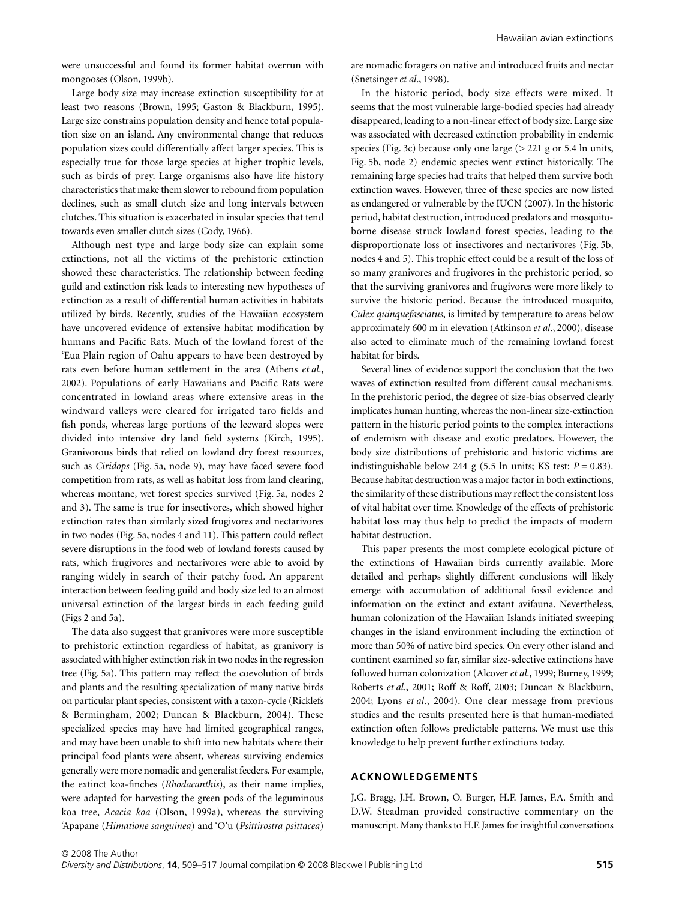were unsuccessful and found its former habitat overrun with mongooses (Olson, 1999b).

Large body size may increase extinction susceptibility for at least two reasons (Brown, 1995; Gaston & Blackburn, 1995). Large size constrains population density and hence total population size on an island. Any environmental change that reduces population sizes could differentially affect larger species. This is especially true for those large species at higher trophic levels, such as birds of prey. Large organisms also have life history characteristics that make them slower to rebound from population declines, such as small clutch size and long intervals between clutches. This situation is exacerbated in insular species that tend towards even smaller clutch sizes (Cody, 1966).

Although nest type and large body size can explain some extinctions, not all the victims of the prehistoric extinction showed these characteristics. The relationship between feeding guild and extinction risk leads to interesting new hypotheses of extinction as a result of differential human activities in habitats utilized by birds. Recently, studies of the Hawaiian ecosystem have uncovered evidence of extensive habitat modification by humans and Pacific Rats. Much of the lowland forest of the 'Eua Plain region of Oahu appears to have been destroyed by rats even before human settlement in the area (Athens *et al.*, 2002). Populations of early Hawaiians and Pacific Rats were concentrated in lowland areas where extensive areas in the windward valleys were cleared for irrigated taro fields and fish ponds, whereas large portions of the leeward slopes were divided into intensive dry land field systems (Kirch, 1995). Granivorous birds that relied on lowland dry forest resources, such as *Ciridops* (Fig. 5a, node 9), may have faced severe food competition from rats, as well as habitat loss from land clearing, whereas montane, wet forest species survived (Fig. 5a, nodes 2 and 3). The same is true for insectivores, which showed higher extinction rates than similarly sized frugivores and nectarivores in two nodes (Fig. 5a, nodes 4 and 11). This pattern could reflect severe disruptions in the food web of lowland forests caused by rats, which frugivores and nectarivores were able to avoid by ranging widely in search of their patchy food. An apparent interaction between feeding guild and body size led to an almost universal extinction of the largest birds in each feeding guild (Figs 2 and 5a).

The data also suggest that granivores were more susceptible to prehistoric extinction regardless of habitat, as granivory is associated with higher extinction risk in two nodes in the regression tree (Fig. 5a). This pattern may reflect the coevolution of birds and plants and the resulting specialization of many native birds on particular plant species, consistent with a taxon-cycle (Ricklefs & Bermingham, 2002; Duncan & Blackburn, 2004). These specialized species may have had limited geographical ranges, and may have been unable to shift into new habitats where their principal food plants were absent, whereas surviving endemics generally were more nomadic and generalist feeders. For example, the extinct koa-finches (*Rhodacanthis*), as their name implies, were adapted for harvesting the green pods of the leguminous koa tree, *Acacia koa* (Olson, 1999a), whereas the surviving 'Apapane (*Himatione sanguinea*) and 'O'u (*Psittirostra psittacea*) are nomadic foragers on native and introduced fruits and nectar (Snetsinger *et al.*, 1998).

In the historic period, body size effects were mixed. It seems that the most vulnerable large-bodied species had already disappeared, leading to a non-linear effect of body size. Large size was associated with decreased extinction probability in endemic species (Fig. 3c) because only one large (> 221 g or 5.4 ln units, Fig. 5b, node 2) endemic species went extinct historically. The remaining large species had traits that helped them survive both extinction waves. However, three of these species are now listed as endangered or vulnerable by the IUCN (2007). In the historic period, habitat destruction, introduced predators and mosquito-borne disease struck lowland forest species, leading to the disproportionate loss of insectivores and nectarivores (Fig. 5b, nodes 4 and 5). This trophic effect could be a result of the loss of so many granivores and frugivores in the prehistoric period, so that the surviving granivores and frugivores were more likely to survive the historic period. Because the introduced mosquito, *Culex quinquefasciatus*, is limited by temperature to areas below approximately 600 m in elevation (Atkinson *et al.*, 2000), disease also acted to eliminate much of the remaining lowland forest habitat for birds.

Several lines of evidence support the conclusion that the two waves of extinction resulted from different causal mechanisms. In the prehistoric period, the degree of size-bias observed clearly implicates human hunting, whereas the non-linear size-extinction pattern in the historic period points to the complex interactions of endemism with disease and exotic predators. However, the body size distributions of prehistoric and historic victims are indistinguishable below 244 g (5.5 ln units; KS test: $P = 0.83$). Because habitat destruction was a major factor in both extinctions, the similarity of these distributions may reflect the consistent loss of vital habitat over time. Knowledge of the effects of prehistoric habitat loss may thus help to predict the impacts of modern habitat destruction.

This paper presents the most complete ecological picture of the extinctions of Hawaiian birds currently available. More detailed and perhaps slightly different conclusions will likely emerge with accumulation of additional fossil evidence and information on the extinct and extant avifauna. Nevertheless, human colonization of the Hawaiian Islands initiated sweeping changes in the island environment including the extinction of more than 50% of native bird species. On every other island and continent examined so far, similar size-selective extinctions have followed human colonization (Alcover *et al.*, 1999; Burney, 1999; Roberts *et al.*, 2001; Roff & Roff, 2003; Duncan & Blackburn, 2004; Lyons *et al.*, 2004). One clear message from previous studies and the results presented here is that human-mediated extinction often follows predictable patterns. We must use this knowledge to help prevent further extinctions today.

## ACKNOWLEDGEMENTS

J.G. Bragg, J.H. Brown, O. Burger, H.F. James, F.A. Smith and D.W. Steadman provided constructive commentary on the manuscript. Many thanks to H.F. James for insightful conversations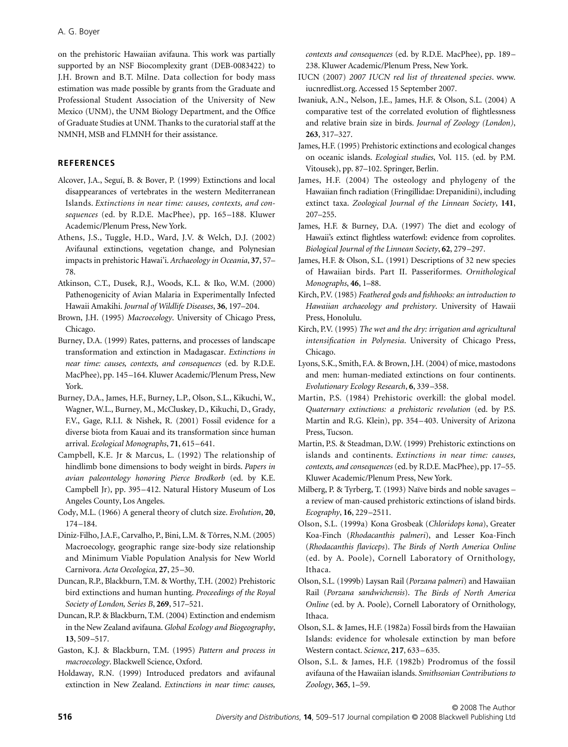on the prehistoric Hawaiian avifauna. This work was partially supported by an NSF Biocomplexity grant (DEB-0083422) to J.H. Brown and B.T. Milne. Data collection for body mass estimation was made possible by grants from the Graduate and Professional Student Association of the University of New Mexico (UNM), the UNM Biology Department, and the Office of Graduate Studies at UNM. Thanks to the curatorial staff at the NMNH, MSB and FLMNH for their assistance.

## REFERENCES

Alcover, J.A., Seguí, B. & Bover, P. (1999) Extinctions and local disappearances of vertebrates in the western Mediterranean Islands. *Extinctions in near time: causes, contexts, and consequences* (ed. by R.D.E. MacPhee), pp. 165–188. Kluwer Academic/Plenum Press, New York.

Athens, J.S., Tuggle, H.D., Ward, J.V. & Welch, D.J. (2002) Avifaunal extinctions, vegetation change, and Polynesian impacts in prehistoric Hawai'i. *Archaeology in Oceania*, **37**, 57–78.

Atkinson, C.T., Dusek, R.J., Woods, K.L. & Iko, W.M. (2000) Pathenogenicity of Avian Malaria in Experimentally Infected Hawaii Amakihi. *Journal of Wildlife Diseases*, **36**, 197–204.

Brown, J.H. (1995) *Macroecology*. University of Chicago Press, Chicago.

Burney, D.A. (1999) Rates, patterns, and processes of landscape transformation and extinction in Madagascar. *Extinctions in near time: causes, contexts, and consequences* (ed. by R.D.E. MacPhee), pp. 145–164. Kluwer Academic/Plenum Press, New York.

Burney, D.A., James, H.F., Burney, L.P., Olson, S.L., Kikuchi, W., Wagner, W.L., Burney, M., McCluskey, D., Kikuchi, D., Grady, F.V., Gage, R.I.I. & Nishek, R. (2001) Fossil evidence for a diverse biota from Kauai and its transformation since human arrival. *Ecological Monographs*, **71**, 615–641.

Campbell, K.E. Jr & Marcus, L. (1992) The relationship of hindlimb bone dimensions to body weight in birds. *Papers in avian paleontology honoring Pierce Brodkorb* (ed. by K.E. Campbell Jr), pp. 395–412. Natural History Museum of Los Angeles County, Los Angeles.

Cody, M.L. (1966) A general theory of clutch size. *Evolution*, **20**, 174–184.

Diniz-Filho, J.A.F., Carvalho, P., Bini, L.M. & Tôrres, N.M. (2005) Macroecology, geographic range size-body size relationship and Minimum Viable Population Analysis for New World Carnivora. *Acta Oecologica*, **27**, 25–30.

Duncan, R.P., Blackburn, T.M. & Worthy, T.H. (2002) Prehistoric bird extinctions and human hunting. *Proceedings of the Royal Society of London, Series B*, **269**, 517–521.

Duncan, R.P. & Blackburn, T.M. (2004) Extinction and endemism in the New Zealand avifauna. *Global Ecology and Biogeography*, **13**, 509–517.

Gaston, K.J. & Blackburn, T.M. (1995) *Pattern and process in macroecology*. Blackwell Science, Oxford.

Holdaway, R.N. (1999) Introduced predators and avifaunal extinction in New Zealand. *Extinctions in near time: causes, contexts and consequences* (ed. by R.D.E. MacPhee), pp. 189–238. Kluwer Academic/Plenum Press, New York.

IUCN (2007) *2007 IUCN red list of threatened species*. www.iucnredlist.org. Accessed 15 September 2007.

Iwaniuk, A.N., Nelson, J.E., James, H.F. & Olson, S.L. (2004) A comparative test of the correlated evolution of flightlessness and relative brain size in birds. *Journal of Zoology (London)*, **263**, 317–327.

James, H.F. (1995) Prehistoric extinctions and ecological changes on oceanic islands. *Ecological studies*, Vol. 115. (ed. by P.M. Vitousek), pp. 87–102. Springer, Berlin.

James, H.F. (2004) The osteology and phylogeny of the Hawaiian finch radiation (Fringillidae: Drepanidini), including extinct taxa. *Zoological Journal of the Linnean Society*, **141**, 207–255.

James, H.F. & Burney, D.A. (1997) The diet and ecology of Hawaii's extinct flightless waterfowl: evidence from coprolites. *Biological Journal of the Linnean Society*, **62**, 279–297.

James, H.F. & Olson, S.L. (1991) Descriptions of 32 new species of Hawaiian birds. Part II. Passeriformes. *Ornithological Monographs*, **46**, 1–88.

Kirch, P.V. (1985) *Feathered gods and fishhooks: an introduction to Hawaiian archaeology and prehistory*. University of Hawaii Press, Honolulu.

Kirch, P.V. (1995) *The wet and the dry: irrigation and agricultural intensification in Polynesia*. University of Chicago Press, Chicago.

Lyons, S.K., Smith, F.A. & Brown, J.H. (2004) of mice, mastodons and men: human-mediated extinctions on four continents. *Evolutionary Ecology Research*, **6**, 339–358.

Martin, P.S. (1984) Prehistoric overkill: the global model. *Quaternary extinctions: a prehistoric revolution* (ed. by P.S. Martin and R.G. Klein), pp. 354–403. University of Arizona Press, Tucson.

Martin, P.S. & Steadman, D.W. (1999) Prehistoric extinctions on islands and continents. *Extinctions in near time: causes, contexts, and consequences* (ed. by R.D.E. MacPhee), pp. 17–55. Kluwer Academic/Plenum Press, New York.

Milberg, P. & Tyrberg, T. (1993) Naïve birds and noble savages – a review of man-caused prehistoric extinctions of island birds. *Ecography*, **16**, 229–2511.

Olson, S.L. (1999a) Kona Grosbeak (*Chloridops kona*), Greater Koa-Finch (*Rhodacanthis palmeri*), and Lesser Koa-Finch (*Rhodacanthis flaviceps*). *The Birds of North America Online* (ed. by A. Poole), Cornell Laboratory of Ornithology, Ithaca.

Olson, S.L. (1999b) Laysan Rail (*Porzana palmeri*) and Hawaiian Rail (*Porzana sandwichensis*). *The Birds of North America Online* (ed. by A. Poole), Cornell Laboratory of Ornithology, Ithaca.

Olson, S.L. & James, H.F. (1982a) Fossil birds from the Hawaiian Islands: evidence for wholesale extinction by man before Western contact. *Science*, **217**, 633–635.

Olson, S.L. & James, H.F. (1982b) Prodromus of the fossil avifauna of the Hawaiian islands. *Smithsonian Contributions to Zoology*, **365**, 1–59.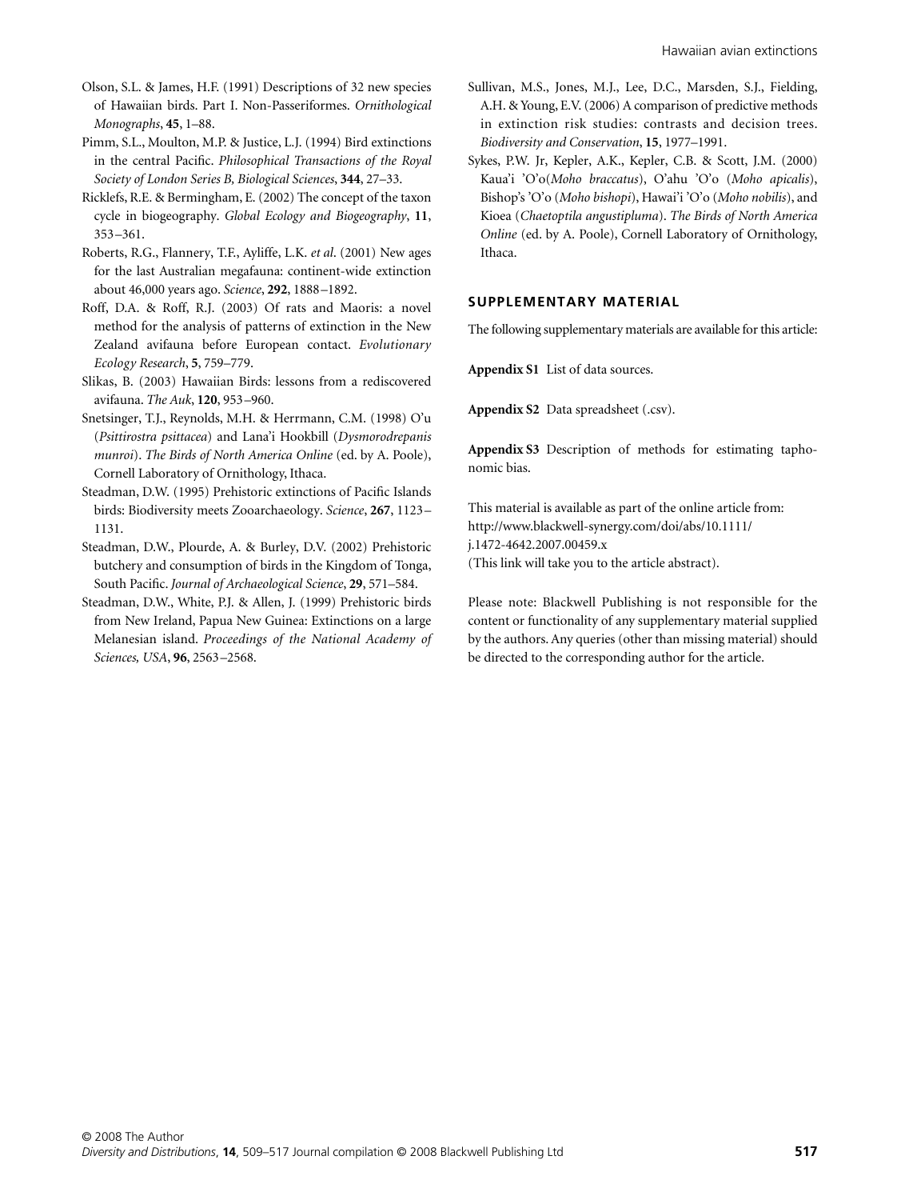Olson, S.L. & James, H.F. (1991) Descriptions of 32 new species of Hawaiian birds. Part I. Non-Passeriformes. *Ornithological Monographs*, **45**, 1–88.

Pimm, S.L., Moulton, M.P. & Justice, L.J. (1994) Bird extinctions in the central Pacific. *Philosophical Transactions of the Royal Society of London Series B, Biological Sciences*, **344**, 27–33.

Ricklefs, R.E. & Bermingham, E. (2002) The concept of the taxon cycle in biogeography. *Global Ecology and Biogeography*, **11**, 353–361.

Roberts, R.G., Flannery, T.F., Ayliffe, L.K. *et al*. (2001) New ages for the last Australian megafauna: continent-wide extinction about 46,000 years ago. *Science*, **292**, 1888–1892.

Roff, D.A. & Roff, R.J. (2003) Of rats and Maoris: a novel method for the analysis of patterns of extinction in the New Zealand avifauna before European contact. *Evolutionary Ecology Research*, **5**, 759–779.

Slikas, B. (2003) Hawaiian Birds: lessons from a rediscovered avifauna. *The Auk*, **120**, 953–960.

Snetsinger, T.J., Reynolds, M.H. & Herrmann, C.M. (1998) O'u (*Psittirostra psittacea*) and Lana'i Hookbill (*Dysmorodrepanis munroi*). *The Birds of North America Online* (ed. by A. Poole), Cornell Laboratory of Ornithology, Ithaca.

Steadman, D.W. (1995) Prehistoric extinctions of Pacific Islands birds: Biodiversity meets Zooarchaeology. *Science*, **267**, 1123–1131.

Steadman, D.W., Plourde, A. & Burley, D.V. (2002) Prehistoric butchery and consumption of birds in the Kingdom of Tonga, South Pacific. *Journal of Archaeological Science*, **29**, 571–584.

Steadman, D.W., White, P.J. & Allen, J. (1999) Prehistoric birds from New Ireland, Papua New Guinea: Extinctions on a large Melanesian island. *Proceedings of the National Academy of Sciences, USA*, **96**, 2563–2568.

Sullivan, M.S., Jones, M.J., Lee, D.C., Marsden, S.J., Fielding, A.H. & Young, E.V. (2006) A comparison of predictive methods in extinction risk studies: contrasts and decision trees. *Biodiversity and Conservation*, **15**, 1977–1991.

Sykes, P.W. Jr, Kepler, A.K., Kepler, C.B. & Scott, J.M. (2000) Kaua'i 'O'o(*Moho braccatus*), O'ahu 'O'o (*Moho apicalis*), Bishop's 'O'o (*Moho bishopi*), Hawai'i 'O'o (*Moho nobilis*), and Kioea (*Chaetoptila angustipluma*). *The Birds of North America Online* (ed. by A. Poole), Cornell Laboratory of Ornithology, Ithaca.

## SUPPLEMENTARY MATERIAL

The following supplementary materials are available for this article:

**Appendix S1** List of data sources.

**Appendix S2** Data spreadsheet (.csv).

**Appendix S3** Description of methods for estimating taphonomic bias.

This material is available as part of the online article from: http://www.blackwell-synergy.com/doi/abs/10.1111/j.1472-4642.2007.00459.x
(This link will take you to the article abstract).

Please note: Blackwell Publishing is not responsible for the content or functionality of any supplementary material supplied by the authors. Any queries (other than missing material) should be directed to the corresponding author for the article.